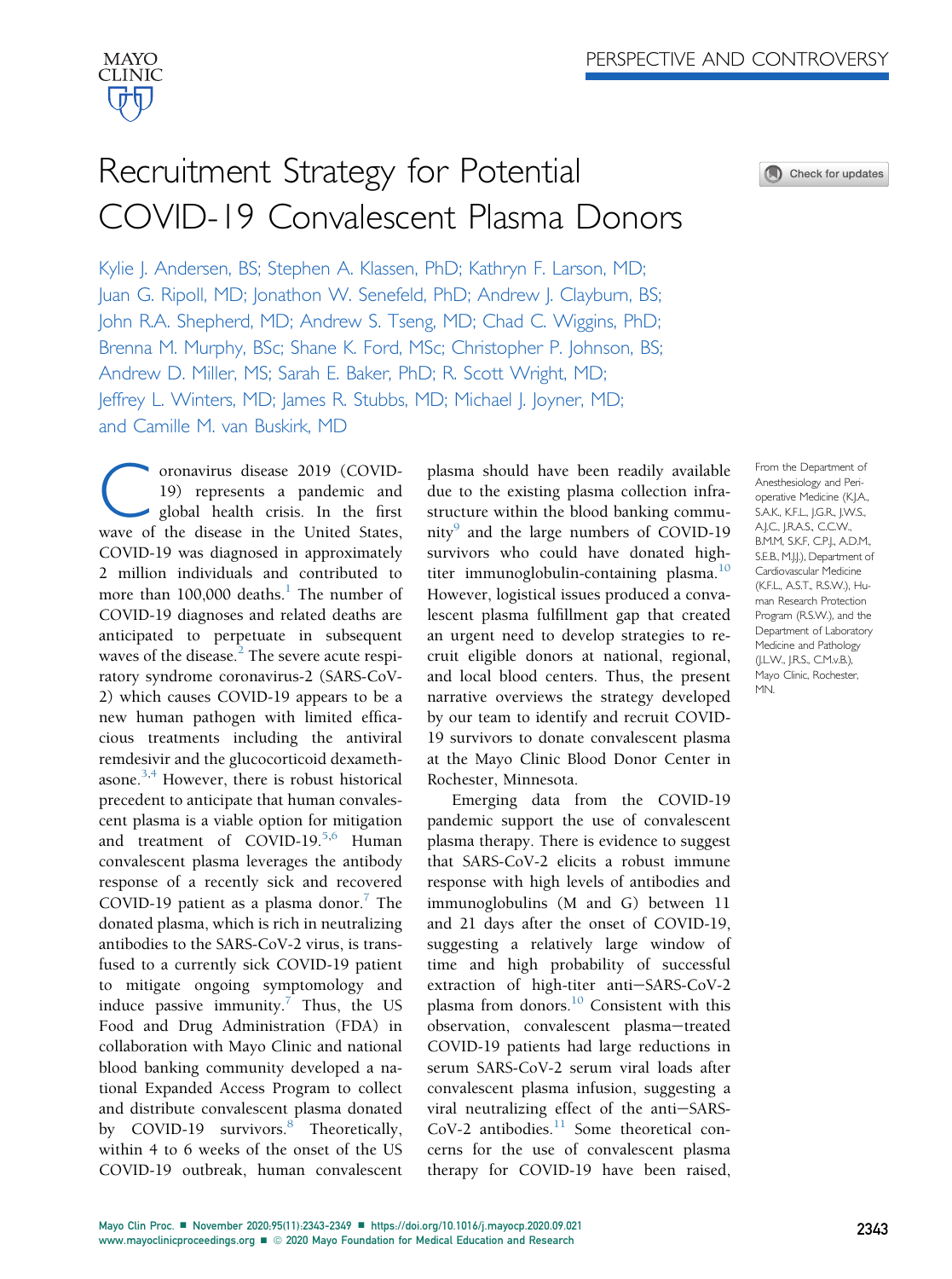PERSPECTIVE AND CONTROVERSY

# Recruitment Strategy for Potential COVID-19 Convalescent Plasma Donors

Kylie J. Andersen, BS; Stephen A. Klassen, PhD; Kathryn F. Larson, MD; Juan G. Ripoll, MD; Jonathon W. Senefeld, PhD; Andrew J. Clayburn, BS; John R.A. Shepherd, MD; Andrew S. Tseng, MD; Chad C. Wiggins, PhD; Brenna M. Murphy, BSc; Shane K. Ford, MSc; Christopher P. Johnson, BS; Andrew D. Miller, MS; Sarah E. Baker, PhD; R. Scott Wright, MD; Jeffrey L. Winters, MD; James R. Stubbs, MD; Michael J. Joyner, MD; and Camille M. van Buskirk, MD

From the Department of Anesthesiology and Perioperative Medicine (K.J.A., S.A.K., K.F.L., J.G.R., J.W.S., A.J.C., J.R.A.S., C.C.W., B.M.M, S.K.F, C.P.J., A.D.M., S.E.B., M.J.J.), Department of Cardiovascular Medicine (K.F.L., A.S.T., R.S.W.), Human Research Protection Program (R.S.W.), and the Department of Laboratory Medicine and Pathology (J.L.W., J.R.S., C.M.v.B.), Mayo Clinic, Rochester, MN.

Coronavirus disease 2019 (COVID-19) represents a pandemic and global health crisis. In the first wave of the disease in the United States, COVID-19 was diagnosed in approximately 2 million individuals and contributed to more than 100,000 deaths.[1] The number of COVID-19 diagnoses and related deaths are anticipated to perpetuate in subsequent waves of the disease.[2] The severe acute respiratory syndrome coronavirus-2 (SARS-CoV-2) which causes COVID-19 appears to be a new human pathogen with limited efficacious treatments including the antiviral remdesivir and the glucocorticoid dexamethasone.[3,4] However, there is robust historical precedent to anticipate that human convalescent plasma is a viable option for mitigation and treatment of COVID-19.[5,6] Human convalescent plasma leverages the antibody response of a recently sick and recovered COVID-19 patient as a plasma donor.[7] The donated plasma, which is rich in neutralizing antibodies to the SARS-CoV-2 virus, is transfused to a currently sick COVID-19 patient to mitigate ongoing symptomology and induce passive immunity.[7] Thus, the US Food and Drug Administration (FDA) in collaboration with Mayo Clinic and national blood banking community developed a national Expanded Access Program to collect and distribute convalescent plasma donated by COVID-19 survivors.[8] Theoretically, within 4 to 6 weeks of the onset of the US COVID-19 outbreak, human convalescent plasma should have been readily available due to the existing plasma collection infrastructure within the blood banking community[9] and the large numbers of COVID-19 survivors who could have donated high-titer immunoglobulin-containing plasma.[10] However, logistical issues produced a convalescent plasma fulfillment gap that created an urgent need to develop strategies to recruit eligible donors at national, regional, and local blood centers. Thus, the present narrative overviews the strategy developed by our team to identify and recruit COVID-19 survivors to donate convalescent plasma at the Mayo Clinic Blood Donor Center in Rochester, Minnesota.

Emerging data from the COVID-19 pandemic support the use of convalescent plasma therapy. There is evidence to suggest that SARS-CoV-2 elicits a robust immune response with high levels of antibodies and immunoglobulins (M and G) between 11 and 21 days after the onset of COVID-19, suggesting a relatively large window of time and high probability of successful extraction of high-titer anti–SARS-CoV-2 plasma from donors.[10] Consistent with this observation, convalescent plasma–treated COVID-19 patients had large reductions in serum SARS-CoV-2 serum viral loads after convalescent plasma infusion, suggesting a viral neutralizing effect of the anti–SARS-CoV-2 antibodies.[11] Some theoretical concerns for the use of convalescent plasma therapy for COVID-19 have been raised,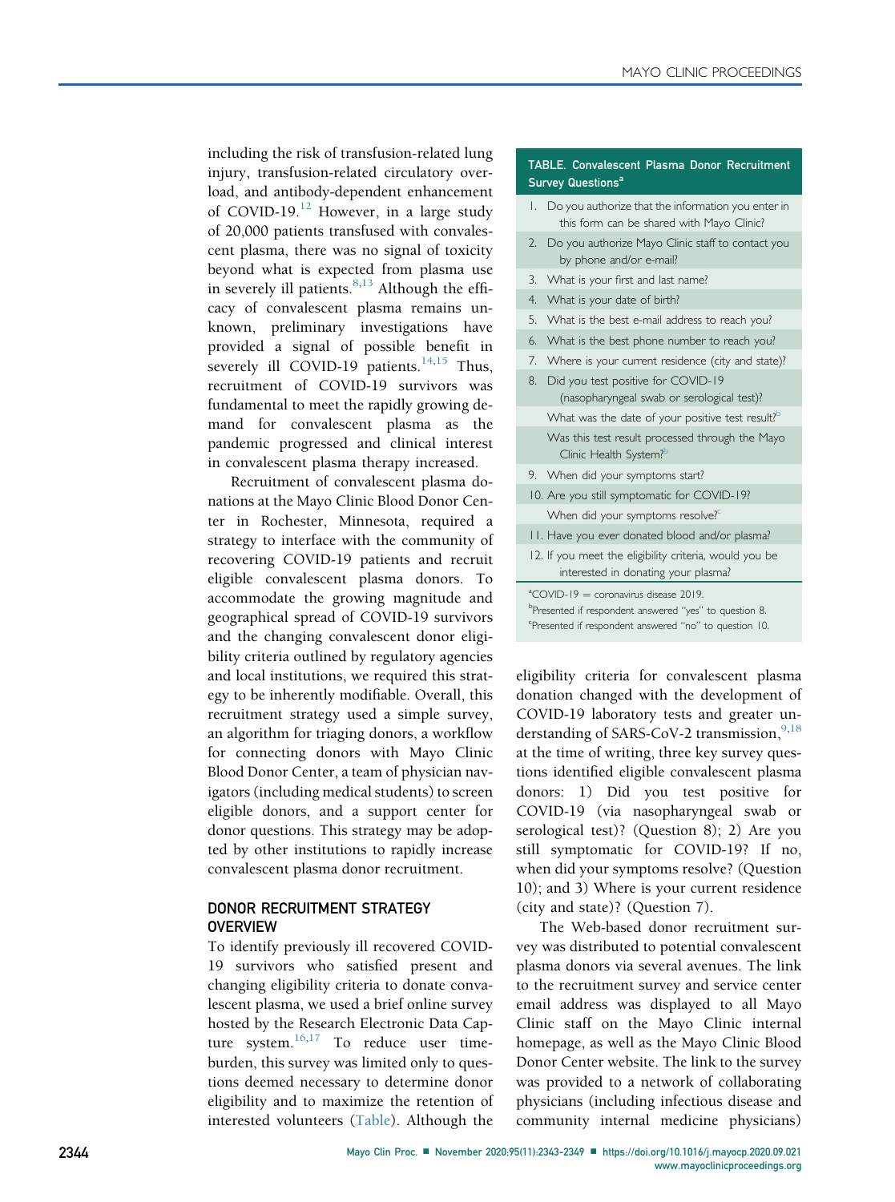including the risk of transfusion-related lung injury, transfusion-related circulatory overload, and antibody-dependent enhancement of COVID-19.[12] However, in a large study of 20,000 patients transfused with convalescent plasma, there was no signal of toxicity beyond what is expected from plasma use in severely ill patients.[8,13] Although the efficacy of convalescent plasma remains unknown, preliminary investigations have provided a signal of possible benefit in severely ill COVID-19 patients.[14,15] Thus, recruitment of COVID-19 survivors was fundamental to meet the rapidly growing demand for convalescent plasma as the pandemic progressed and clinical interest in convalescent plasma therapy increased.

Recruitment of convalescent plasma donations at the Mayo Clinic Blood Donor Center in Rochester, Minnesota, required a strategy to interface with the community of recovering COVID-19 patients and recruit eligible convalescent plasma donors. To accommodate the growing magnitude and geographical spread of COVID-19 survivors and the changing convalescent donor eligibility criteria outlined by regulatory agencies and local institutions, we required this strategy to be inherently modifiable. Overall, this recruitment strategy used a simple survey, an algorithm for triaging donors, a workflow for connecting donors with Mayo Clinic Blood Donor Center, a team of physician navigators (including medical students) to screen eligible donors, and a support center for donor questions. This strategy may be adopted by other institutions to rapidly increase convalescent plasma donor recruitment.

## DONOR RECRUITMENT STRATEGY OVERVIEW

To identify previously ill recovered COVID-19 survivors who satisfied present and changing eligibility criteria to donate convalescent plasma, we used a brief online survey hosted by the Research Electronic Data Capture system.[16,17] To reduce user time-burden, this survey was limited only to questions deemed necessary to determine donor eligibility and to maximize the retention of interested volunteers (Table). Although the eligibility criteria for convalescent plasma donation changed with the development of COVID-19 laboratory tests and greater understanding of SARS-CoV-2 transmission,[9,18] at the time of writing, three key survey questions identified eligible convalescent plasma donors: 1) Did you test positive for COVID-19 (via nasopharyngeal swab or serological test)? (Question 8); 2) Are you still symptomatic for COVID-19? If no, when did your symptoms resolve? (Question 10); and 3) Where is your current residence (city and state)? (Question 7).

| TABLE. Convalescent Plasma Donor Recruitment Survey Questions[a] |
|---|
| 1. Do you authorize that the information you enter in this form can be shared with Mayo Clinic? |
| 2. Do you authorize Mayo Clinic staff to contact you by phone and/or e-mail? |
| 3. What is your first and last name? |
| 4. What is your date of birth? |
| 5. What is the best e-mail address to reach you? |
| 6. What is the best phone number to reach you? |
| 7. Where is your current residence (city and state)? |
| 8. Did you test positive for COVID-19 (nasopharyngeal swab or serological test)? |
| What was the date of your positive test result?[b] |
| Was this test result processed through the Mayo Clinic Health System?[b] |
| 9. When did your symptoms start? |
| 10. Are you still symptomatic for COVID-19? |
| When did your symptoms resolve?[c] |
| 11. Have you ever donated blood and/or plasma? |
| 12. If you meet the eligibility criteria, would you be interested in donating your plasma? |

[a]COVID-19 = coronavirus disease 2019.
[b]Presented if respondent answered "yes" to question 8.
[c]Presented if respondent answered "no" to question 10.

The Web-based donor recruitment survey was distributed to potential convalescent plasma donors via several avenues. The link to the recruitment survey and service center email address was displayed to all Mayo Clinic staff on the Mayo Clinic internal homepage, as well as the Mayo Clinic Blood Donor Center website. The link to the survey was provided to a network of collaborating physicians (including infectious disease and community internal medicine physicians)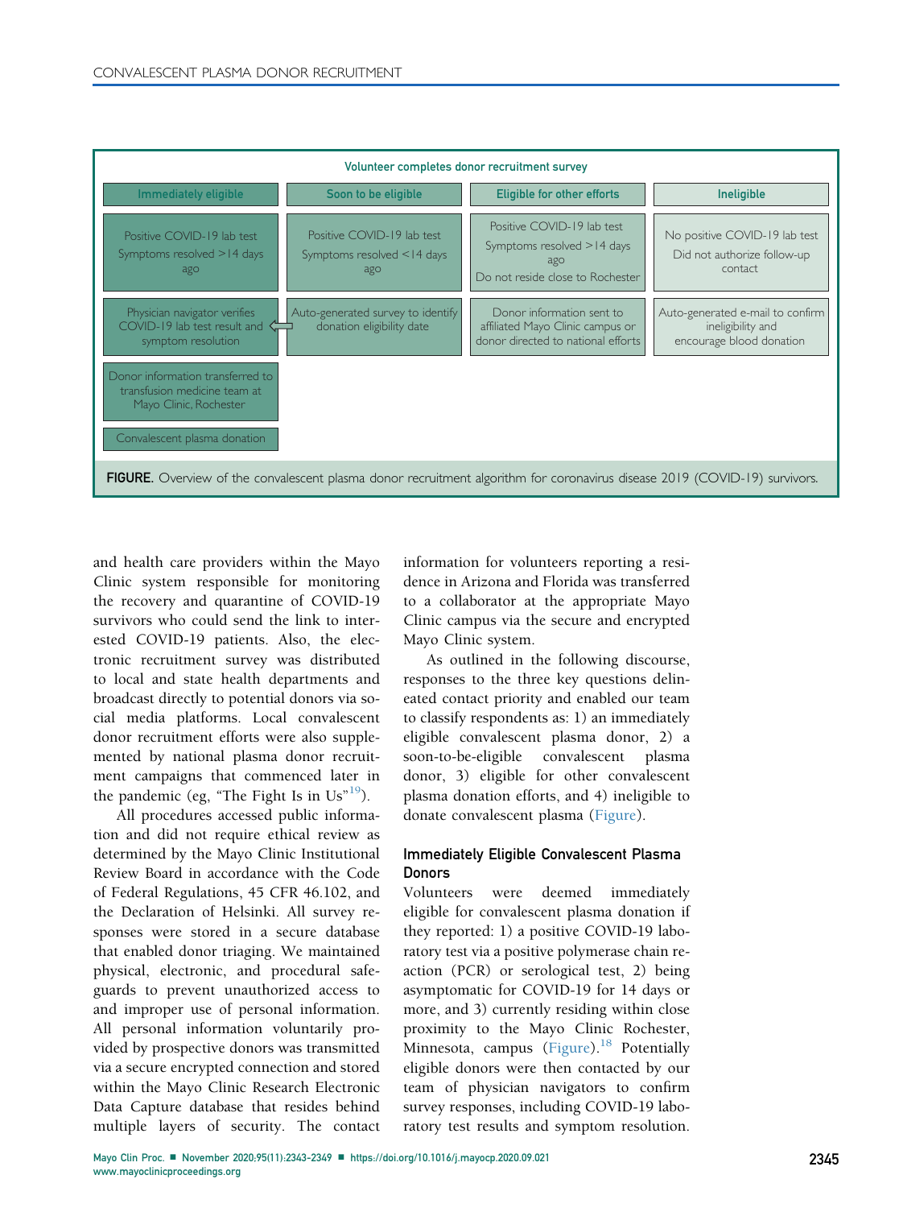Volunteer completes donor recruitment survey

| Immediately eligible | Soon to be eligible | Eligible for other efforts | Ineligible |
| --- | --- | --- | --- |
| Positive COVID-19 lab test<br>Symptoms resolved >14 days ago | Positive COVID-19 lab test<br>Symptoms resolved <14 days ago | Positive COVID-19 lab test<br>Symptoms resolved >14 days ago<br>Do not reside close to Rochester | No positive COVID-19 lab test<br>Did not authorize follow-up contact |
| Physician navigator verifies COVID-19 lab test result and symptom resolution | Auto-generated survey to identify donation eligibility date | Donor information sent to affiliated Mayo Clinic campus or donor directed to national efforts | Auto-generated e-mail to confirm ineligibility and encourage blood donation |
| Donor information transferred to transfusion medicine team at Mayo Clinic, Rochester | | | |
| Convalescent plasma donation | | | |

**FIGURE.** Overview of the convalescent plasma donor recruitment algorithm for coronavirus disease 2019 (COVID-19) survivors.

and health care providers within the Mayo Clinic system responsible for monitoring the recovery and quarantine of COVID-19 survivors who could send the link to interested COVID-19 patients. Also, the electronic recruitment survey was distributed to local and state health departments and broadcast directly to potential donors via social media platforms. Local convalescent donor recruitment efforts were also supplemented by national plasma donor recruitment campaigns that commenced later in the pandemic (eg, "The Fight Is in Us"[19]).

All procedures accessed public information and did not require ethical review as determined by the Mayo Clinic Institutional Review Board in accordance with the Code of Federal Regulations, 45 CFR 46.102, and the Declaration of Helsinki. All survey responses were stored in a secure database that enabled donor triaging. We maintained physical, electronic, and procedural safeguards to prevent unauthorized access to and improper use of personal information. All personal information voluntarily provided by prospective donors was transmitted via a secure encrypted connection and stored within the Mayo Clinic Research Electronic Data Capture database that resides behind multiple layers of security. The contact information for volunteers reporting a residence in Arizona and Florida was transferred to a collaborator at the appropriate Mayo Clinic campus via the secure and encrypted Mayo Clinic system.

As outlined in the following discourse, responses to the three key questions delineated contact priority and enabled our team to classify respondents as: 1) an immediately eligible convalescent plasma donor, 2) a soon-to-be-eligible convalescent plasma donor, 3) eligible for other convalescent plasma donation efforts, and 4) ineligible to donate convalescent plasma (Figure).

### Immediately Eligible Convalescent Plasma Donors

Volunteers were deemed immediately eligible for convalescent plasma donation if they reported: 1) a positive COVID-19 laboratory test via a positive polymerase chain reaction (PCR) or serological test, 2) being asymptomatic for COVID-19 for 14 days or more, and 3) currently residing within close proximity to the Mayo Clinic Rochester, Minnesota, campus (Figure).[18] Potentially eligible donors were then contacted by our team of physician navigators to confirm survey responses, including COVID-19 laboratory test results and symptom resolution.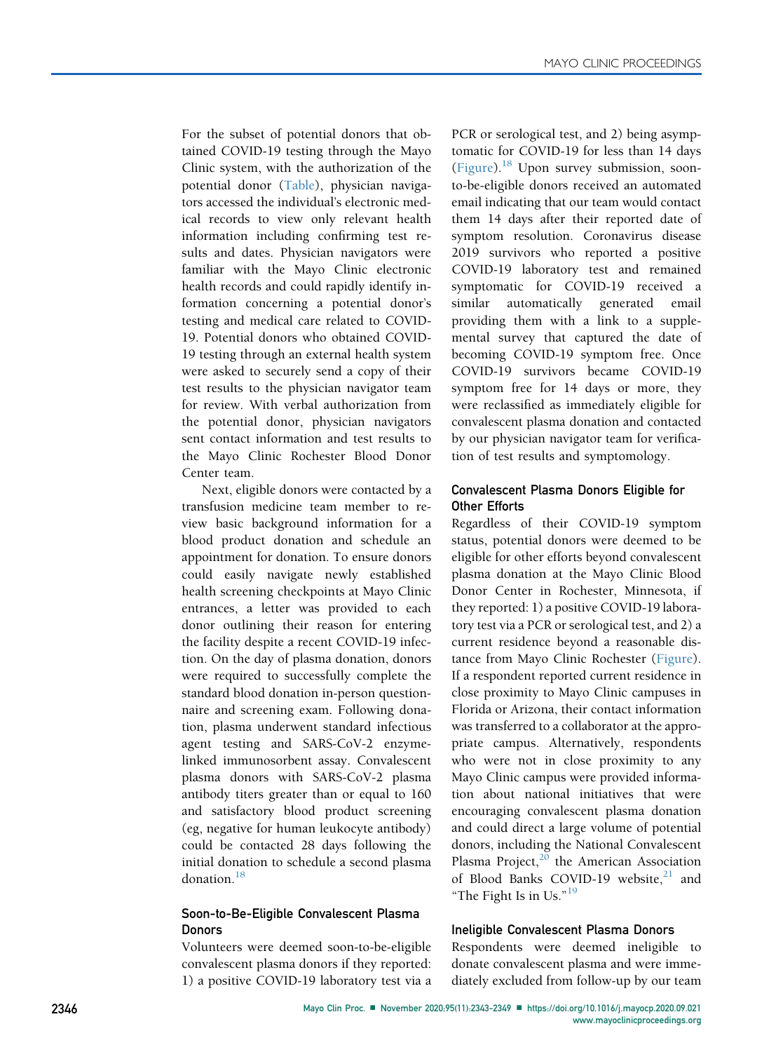For the subset of potential donors that obtained COVID-19 testing through the Mayo Clinic system, with the authorization of the potential donor (Table), physician navigators accessed the individual's electronic medical records to view only relevant health information including confirming test results and dates. Physician navigators were familiar with the Mayo Clinic electronic health records and could rapidly identify information concerning a potential donor's testing and medical care related to COVID-19. Potential donors who obtained COVID-19 testing through an external health system were asked to securely send a copy of their test results to the physician navigator team for review. With verbal authorization from the potential donor, physician navigators sent contact information and test results to the Mayo Clinic Rochester Blood Donor Center team.

Next, eligible donors were contacted by a transfusion medicine team member to review basic background information for a blood product donation and schedule an appointment for donation. To ensure donors could easily navigate newly established health screening checkpoints at Mayo Clinic entrances, a letter was provided to each donor outlining their reason for entering the facility despite a recent COVID-19 infection. On the day of plasma donation, donors were required to successfully complete the standard blood donation in-person questionnaire and screening exam. Following donation, plasma underwent standard infectious agent testing and SARS-CoV-2 enzyme-linked immunosorbent assay. Convalescent plasma donors with SARS-CoV-2 plasma antibody titers greater than or equal to 160 and satisfactory blood product screening (eg, negative for human leukocyte antibody) could be contacted 28 days following the initial donation to schedule a second plasma donation.[18]

### Soon-to-Be-Eligible Convalescent Plasma Donors

Volunteers were deemed soon-to-be-eligible convalescent plasma donors if they reported: 1) a positive COVID-19 laboratory test via a PCR or serological test, and 2) being asymptomatic for COVID-19 for less than 14 days (Figure).[18] Upon survey submission, soon-to-be-eligible donors received an automated email indicating that our team would contact them 14 days after their reported date of symptom resolution. Coronavirus disease 2019 survivors who reported a positive COVID-19 laboratory test and remained symptomatic for COVID-19 received a similar automatically generated email providing them with a link to a supplemental survey that captured the date of becoming COVID-19 symptom free. Once COVID-19 survivors became COVID-19 symptom free for 14 days or more, they were reclassified as immediately eligible for convalescent plasma donation and contacted by our physician navigator team for verification of test results and symptomology.

### Convalescent Plasma Donors Eligible for Other Efforts

Regardless of their COVID-19 symptom status, potential donors were deemed to be eligible for other efforts beyond convalescent plasma donation at the Mayo Clinic Blood Donor Center in Rochester, Minnesota, if they reported: 1) a positive COVID-19 laboratory test via a PCR or serological test, and 2) a current residence beyond a reasonable distance from Mayo Clinic Rochester (Figure). If a respondent reported current residence in close proximity to Mayo Clinic campuses in Florida or Arizona, their contact information was transferred to a collaborator at the appropriate campus. Alternatively, respondents who were not in close proximity to any Mayo Clinic campus were provided information about national initiatives that were encouraging convalescent plasma donation and could direct a large volume of potential donors, including the National Convalescent Plasma Project,[20] the American Association of Blood Banks COVID-19 website,[21] and "The Fight Is in Us."[19]

### Ineligible Convalescent Plasma Donors

Respondents were deemed ineligible to donate convalescent plasma and were immediately excluded from follow-up by our team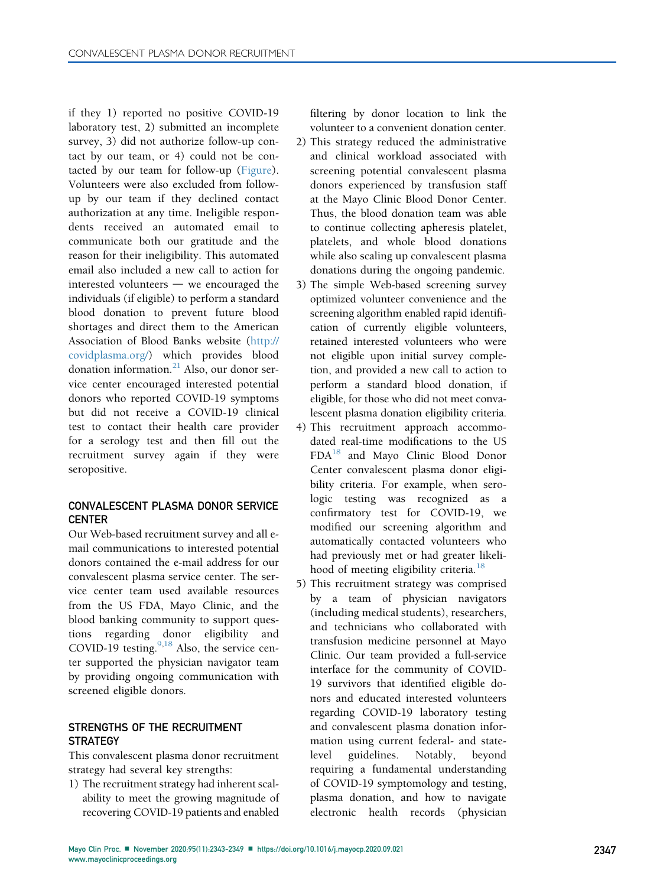if they 1) reported no positive COVID-19 laboratory test, 2) submitted an incomplete survey, 3) did not authorize follow-up contact by our team, or 4) could not be contacted by our team for follow-up (Figure). Volunteers were also excluded from follow-up by our team if they declined contact authorization at any time. Ineligible respondents received an automated email to communicate both our gratitude and the reason for their ineligibility. This automated email also included a new call to action for interested volunteers — we encouraged the individuals (if eligible) to perform a standard blood donation to prevent future blood shortages and direct them to the American Association of Blood Banks website (http://covidplasma.org/) which provides blood donation information.[21] Also, our donor service center encouraged interested potential donors who reported COVID-19 symptoms but did not receive a COVID-19 clinical test to contact their health care provider for a serology test and then fill out the recruitment survey again if they were seropositive.

## CONVALESCENT PLASMA DONOR SERVICE CENTER

Our Web-based recruitment survey and all e-mail communications to interested potential donors contained the e-mail address for our convalescent plasma service center. The service center team used available resources from the US FDA, Mayo Clinic, and the blood banking community to support questions regarding donor eligibility and COVID-19 testing.[9,18] Also, the service center supported the physician navigator team by providing ongoing communication with screened eligible donors.

## STRENGTHS OF THE RECRUITMENT STRATEGY

This convalescent plasma donor recruitment strategy had several key strengths:

1) The recruitment strategy had inherent scalability to meet the growing magnitude of recovering COVID-19 patients and enabled filtering by donor location to link the volunteer to a convenient donation center.
2) This strategy reduced the administrative and clinical workload associated with screening potential convalescent plasma donors experienced by transfusion staff at the Mayo Clinic Blood Donor Center. Thus, the blood donation team was able to continue collecting apheresis platelet, platelets, and whole blood donations while also scaling up convalescent plasma donations during the ongoing pandemic.
3) The simple Web-based screening survey optimized volunteer convenience and the screening algorithm enabled rapid identification of currently eligible volunteers, retained interested volunteers who were not eligible upon initial survey completion, and provided a new call to action to perform a standard blood donation, if eligible, for those who did not meet convalescent plasma donation eligibility criteria.
4) This recruitment approach accommodated real-time modifications to the US FDA[18] and Mayo Clinic Blood Donor Center convalescent plasma donor eligibility criteria. For example, when serologic testing was recognized as a confirmatory test for COVID-19, we modified our screening algorithm and automatically contacted volunteers who had previously met or had greater likelihood of meeting eligibility criteria.[18]
5) This recruitment strategy was comprised by a team of physician navigators (including medical students), researchers, and technicians who collaborated with transfusion medicine personnel at Mayo Clinic. Our team provided a full-service interface for the community of COVID-19 survivors that identified eligible donors and educated interested volunteers regarding COVID-19 laboratory testing and convalescent plasma donation information using current federal- and state-level guidelines. Notably, beyond requiring a fundamental understanding of COVID-19 symptomology and testing, plasma donation, and how to navigate electronic health records (physician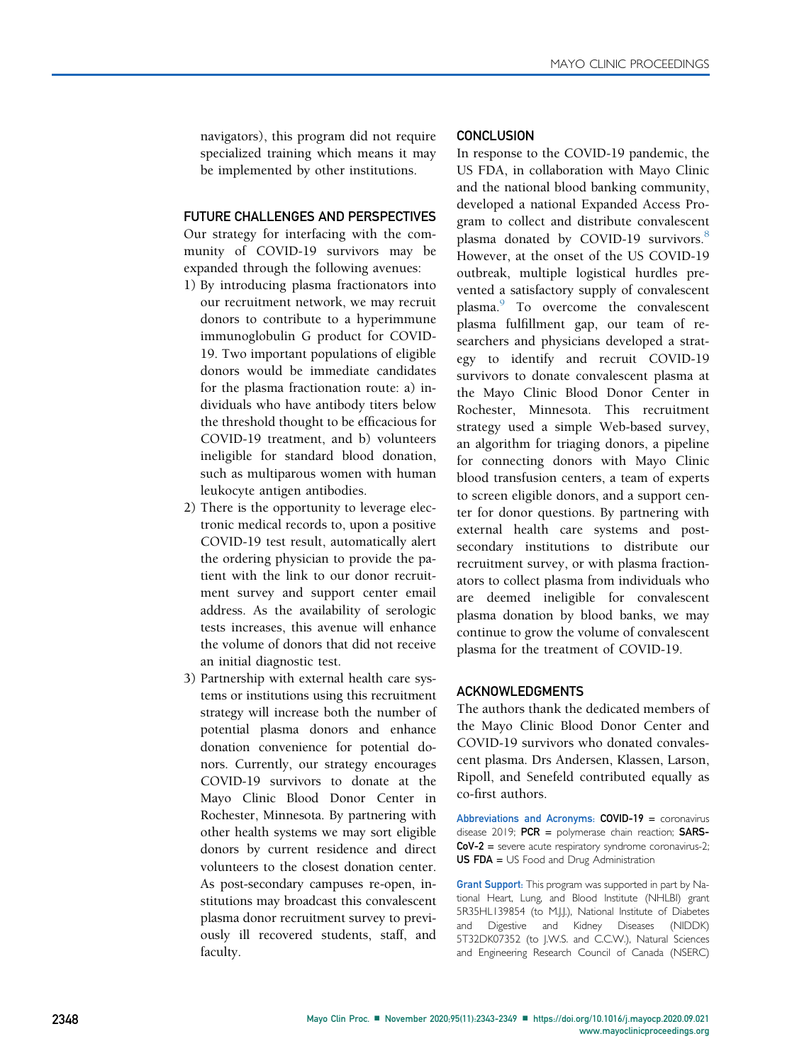navigators), this program did not require specialized training which means it may be implemented by other institutions.

## FUTURE CHALLENGES AND PERSPECTIVES

Our strategy for interfacing with the community of COVID-19 survivors may be expanded through the following avenues:

1) By introducing plasma fractionators into our recruitment network, we may recruit donors to contribute to a hyperimmune immunoglobulin G product for COVID-19. Two important populations of eligible donors would be immediate candidates for the plasma fractionation route: a) individuals who have antibody titers below the threshold thought to be efficacious for COVID-19 treatment, and b) volunteers ineligible for standard blood donation, such as multiparous women with human leukocyte antigen antibodies.
2) There is the opportunity to leverage electronic medical records to, upon a positive COVID-19 test result, automatically alert the ordering physician to provide the patient with the link to our donor recruitment survey and support center email address. As the availability of serologic tests increases, this avenue will enhance the volume of donors that did not receive an initial diagnostic test.
3) Partnership with external health care systems or institutions using this recruitment strategy will increase both the number of potential plasma donors and enhance donation convenience for potential donors. Currently, our strategy encourages COVID-19 survivors to donate at the Mayo Clinic Blood Donor Center in Rochester, Minnesota. By partnering with other health systems we may sort eligible donors by current residence and direct volunteers to the closest donation center. As post-secondary campuses re-open, institutions may broadcast this convalescent plasma donor recruitment survey to previously ill recovered students, staff, and faculty.

## CONCLUSION

In response to the COVID-19 pandemic, the US FDA, in collaboration with Mayo Clinic and the national blood banking community, developed a national Expanded Access Program to collect and distribute convalescent plasma donated by COVID-19 survivors.[8] However, at the onset of the US COVID-19 outbreak, multiple logistical hurdles prevented a satisfactory supply of convalescent plasma.[9] To overcome the convalescent plasma fulfillment gap, our team of researchers and physicians developed a strategy to identify and recruit COVID-19 survivors to donate convalescent plasma at the Mayo Clinic Blood Donor Center in Rochester, Minnesota. This recruitment strategy used a simple Web-based survey, an algorithm for triaging donors, a pipeline for connecting donors with Mayo Clinic blood transfusion centers, a team of experts to screen eligible donors, and a support center for donor questions. By partnering with external health care systems and post-secondary institutions to distribute our recruitment survey, or with plasma fractionators to collect plasma from individuals who are deemed ineligible for convalescent plasma donation by blood banks, we may continue to grow the volume of convalescent plasma for the treatment of COVID-19.

## ACKNOWLEDGMENTS

The authors thank the dedicated members of the Mayo Clinic Blood Donor Center and COVID-19 survivors who donated convalescent plasma. Drs Andersen, Klassen, Larson, Ripoll, and Senefeld contributed equally as co-first authors.

**Abbreviations and Acronyms:** **COVID-19** = coronavirus disease 2019; **PCR** = polymerase chain reaction; **SARS-CoV-2** = severe acute respiratory syndrome coronavirus-2; **US FDA** = US Food and Drug Administration

**Grant Support:** This program was supported in part by National Heart, Lung, and Blood Institute (NHLBI) grant 5R35HL139854 (to M.J.J.), National Institute of Diabetes and Digestive and Kidney Diseases (NIDDK) 5T32DK07352 (to J.W.S. and C.C.W.), Natural Sciences and Engineering Research Council of Canada (NSERC)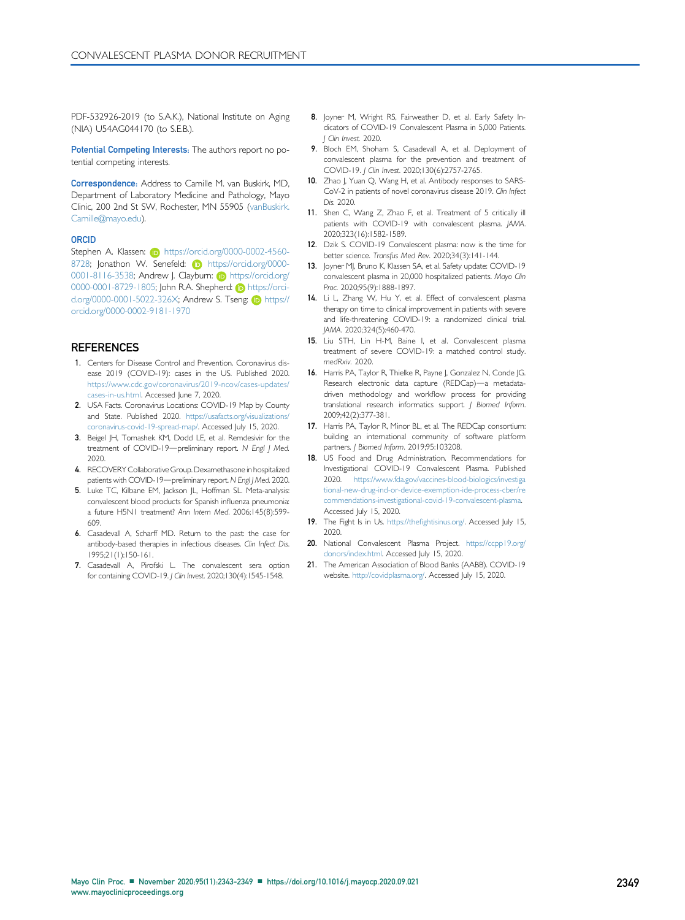PDF-532926-2019 (to S.A.K.), National Institute on Aging (NIA) U54AG044170 (to S.E.B.).

**Potential Competing Interests:** The authors report no potential competing interests.

**Correspondence:** Address to Camille M. van Buskirk, MD, Department of Laboratory Medicine and Pathology, Mayo Clinic, 200 2nd St SW, Rochester, MN 55905 (vanBuskirk.Camille@mayo.edu).

**ORCID**

Stephen A. Klassen: https://orcid.org/0000-0002-4560-8728; Jonathon W. Senefeld: https://orcid.org/0000-0001-8116-3538; Andrew J. Clayburn: https://orcid.org/0000-0001-8729-1805; John R.A. Shepherd: https://orcid.org/0000-0001-5022-326X; Andrew S. Tseng: https://orcid.org/0000-0002-9181-1970

## REFERENCES

1. Centers for Disease Control and Prevention. Coronavirus disease 2019 (COVID-19): cases in the US. Published 2020. https://www.cdc.gov/coronavirus/2019-ncov/cases-updates/cases-in-us.html. Accessed June 7, 2020.
2. USA Facts. Coronavirus Locations: COVID-19 Map by County and State. Published 2020. https://usafacts.org/visualizations/coronavirus-covid-19-spread-map/. Accessed July 15, 2020.
3. Beigel JH, Tomashek KM, Dodd LE, et al. Remdesivir for the treatment of COVID-19—preliminary report. *N Engl J Med.* 2020.
4. RECOVERY Collaborative Group. Dexamethasone in hospitalized patients with COVID-19—preliminary report. *N Engl J Med.* 2020.
5. Luke TC, Kilbane EM, Jackson JL, Hoffman SL. Meta-analysis: convalescent blood products for Spanish influenza pneumonia: a future H5N1 treatment? *Ann Intern Med.* 2006;145(8):599-609.
6. Casadevall A, Scharff MD. Return to the past: the case for antibody-based therapies in infectious diseases. *Clin Infect Dis.* 1995;21(1):150-161.
7. Casadevall A, Pirofski L. The convalescent sera option for containing COVID-19. *J Clin Invest.* 2020;130(4):1545-1548.
8. Joyner M, Wright RS, Fairweather D, et al. Early Safety Indicators of COVID-19 Convalescent Plasma in 5,000 Patients. *J Clin Invest.* 2020.
9. Bloch EM, Shoham S, Casadevall A, et al. Deployment of convalescent plasma for the prevention and treatment of COVID-19. *J Clin Invest.* 2020;130(6):2757-2765.
10. Zhao J, Yuan Q, Wang H, et al. Antibody responses to SARS-CoV-2 in patients of novel coronavirus disease 2019. *Clin Infect Dis.* 2020.
11. Shen C, Wang Z, Zhao F, et al. Treatment of 5 critically ill patients with COVID-19 with convalescent plasma. *JAMA.* 2020;323(16):1582-1589.
12. Dzik S. COVID-19 Convalescent plasma: now is the time for better science. *Transfus Med Rev.* 2020;34(3):141-144.
13. Joyner MJ, Bruno K, Klassen SA, et al. Safety update: COVID-19 convalescent plasma in 20,000 hospitalized patients. *Mayo Clin Proc.* 2020;95(9):1888-1897.
14. Li L, Zhang W, Hu Y, et al. Effect of convalescent plasma therapy on time to clinical improvement in patients with severe and life-threatening COVID-19: a randomized clinical trial. *JAMA.* 2020;324(5):460-470.
15. Liu STH, Lin H-M, Baine I, et al. Convalescent plasma treatment of severe COVID-19: a matched control study. *medRxiv.* 2020.
16. Harris PA, Taylor R, Thielke R, Payne J, Gonzalez N, Conde JG. Research electronic data capture (REDCap)—a metadata-driven methodology and workflow process for providing translational research informatics support. *J Biomed Inform.* 2009;42(2):377-381.
17. Harris PA, Taylor R, Minor BL, et al. The REDCap consortium: building an international community of software platform partners. *J Biomed Inform.* 2019;95:103208.
18. US Food and Drug Administration. Recommendations for Investigational COVID-19 Convalescent Plasma. Published 2020. https://www.fda.gov/vaccines-blood-biologics/investigational-new-drug-ind-or-device-exemption-ide-process-cber/recommendations-investigational-covid-19-convalescent-plasma. Accessed July 15, 2020.
19. The Fight Is in Us. https://thefightisinus.org/. Accessed July 15, 2020.
20. National Convalescent Plasma Project. https://ccpp19.org/donors/index.html. Accessed July 15, 2020.
21. The American Association of Blood Banks (AABB). COVID-19 website. http://covidplasma.org/. Accessed July 15, 2020.